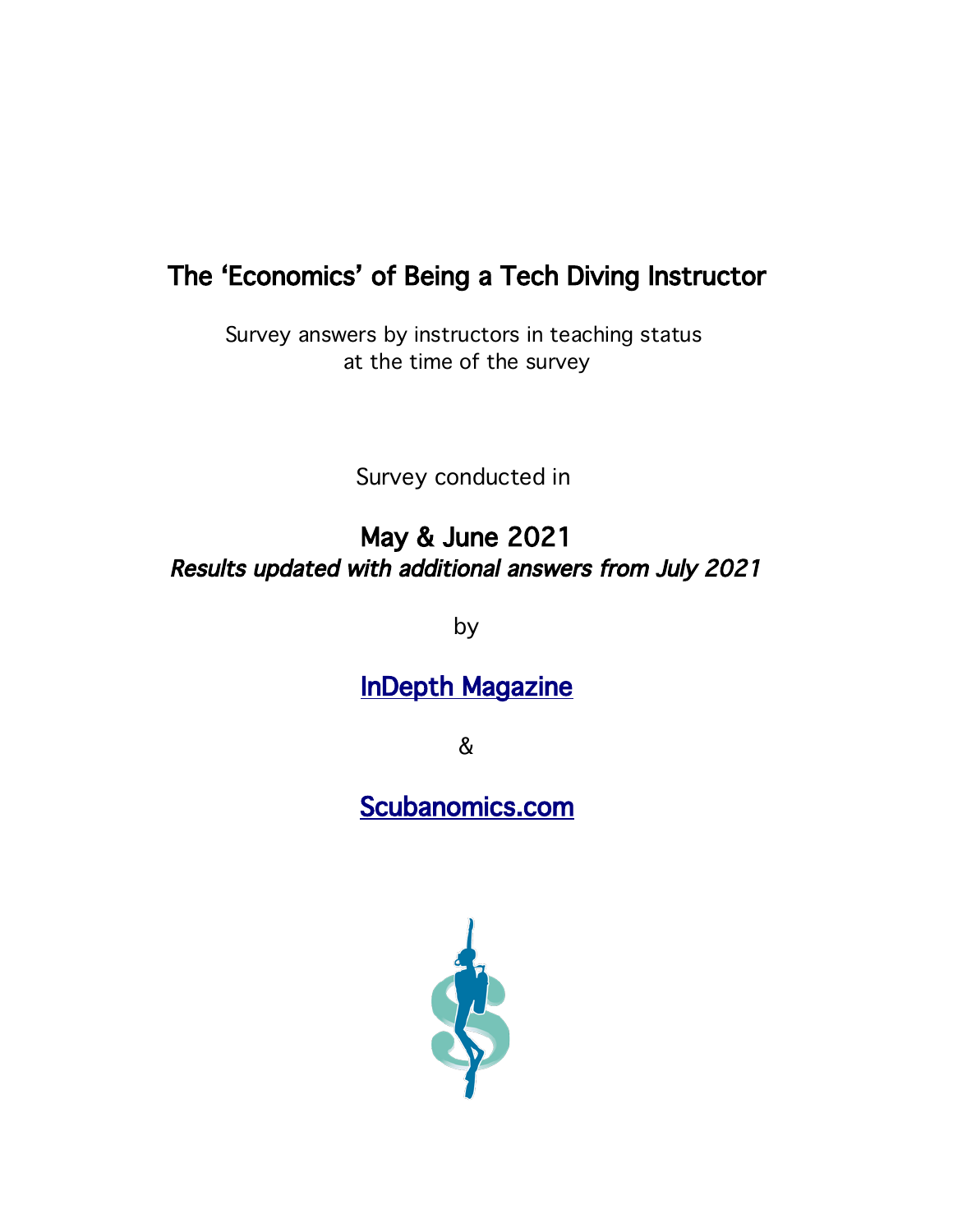# The 'Economics' of Being a Tech Diving Instructor

Survey answers by instructors in teaching status
at the time of the survey

Survey conducted in

## May & June 2021

***Results updated with additional answers from July 2021***

by

[InDepth Magazine]

&

[Scubanomics.com]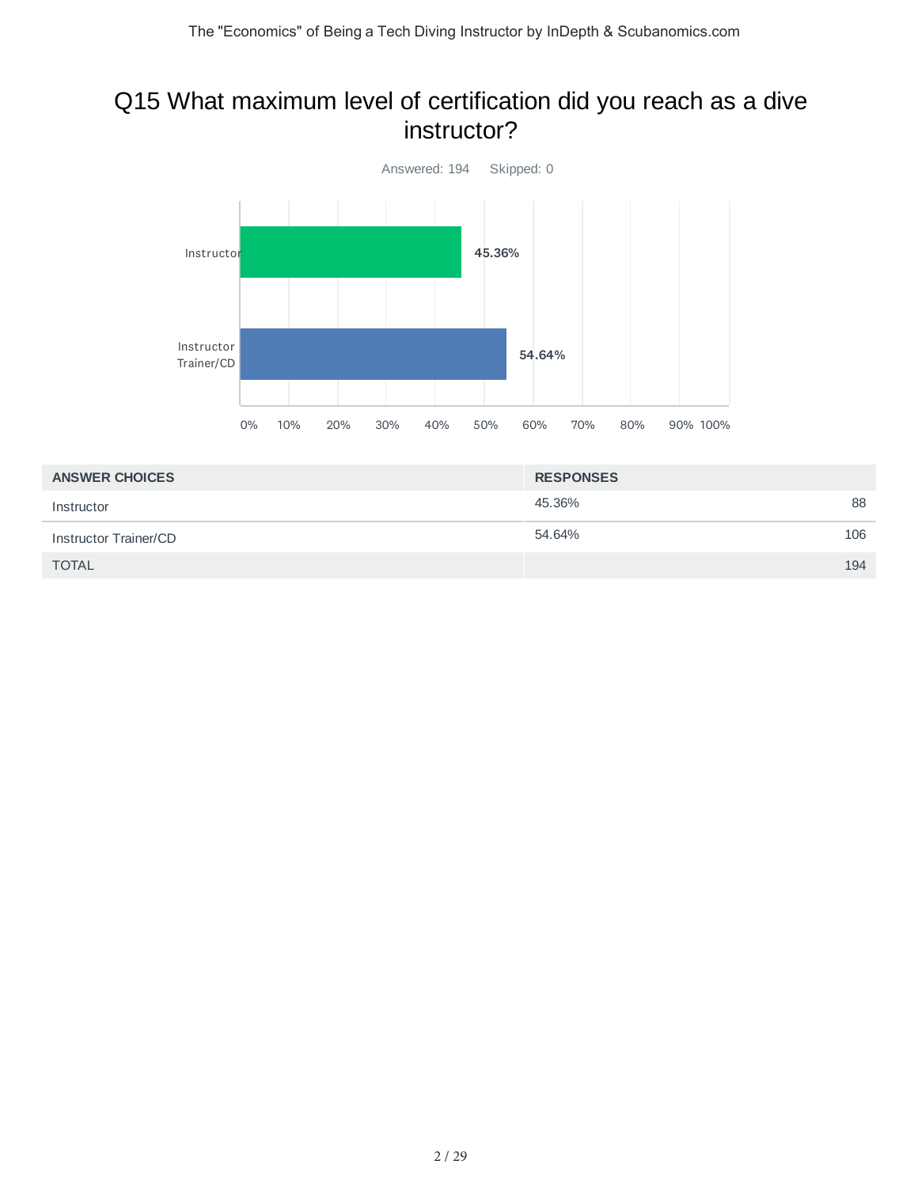## Q15 What maximum level of certification did you reach as a dive instructor?

Answered: 194    Skipped: 0

| ANSWER CHOICES | RESPONSES | |
| --- | --- | --- |
| Instructor | 45.36% | 88 |
| Instructor Trainer/CD | 54.64% | 106 |
| TOTAL | | 194 |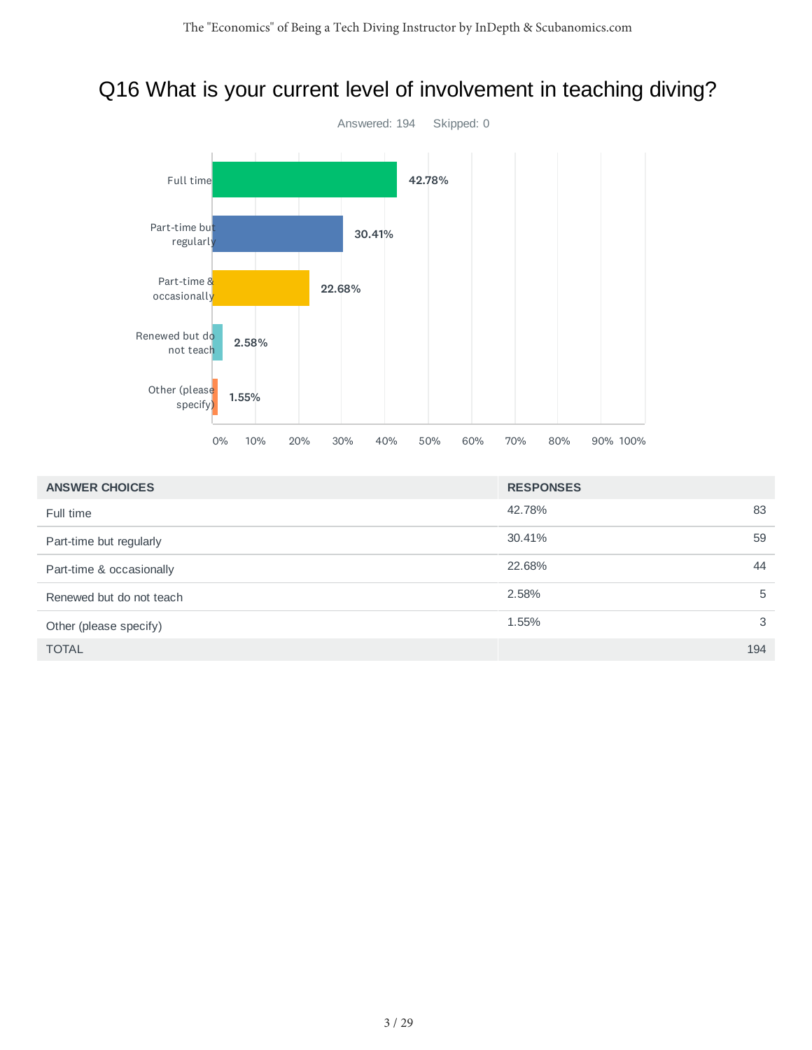# Q16 What is your current level of involvement in teaching diving?

Answered: 194 Skipped: 0

| ANSWER CHOICES | RESPONSES | |
|---|---|---|
| Full time | 42.78% | 83 |
| Part-time but regularly | 30.41% | 59 |
| Part-time & occasionally | 22.68% | 44 |
| Renewed but do not teach | 2.58% | 5 |
| Other (please specify) | 1.55% | 3 |
| TOTAL | | 194 |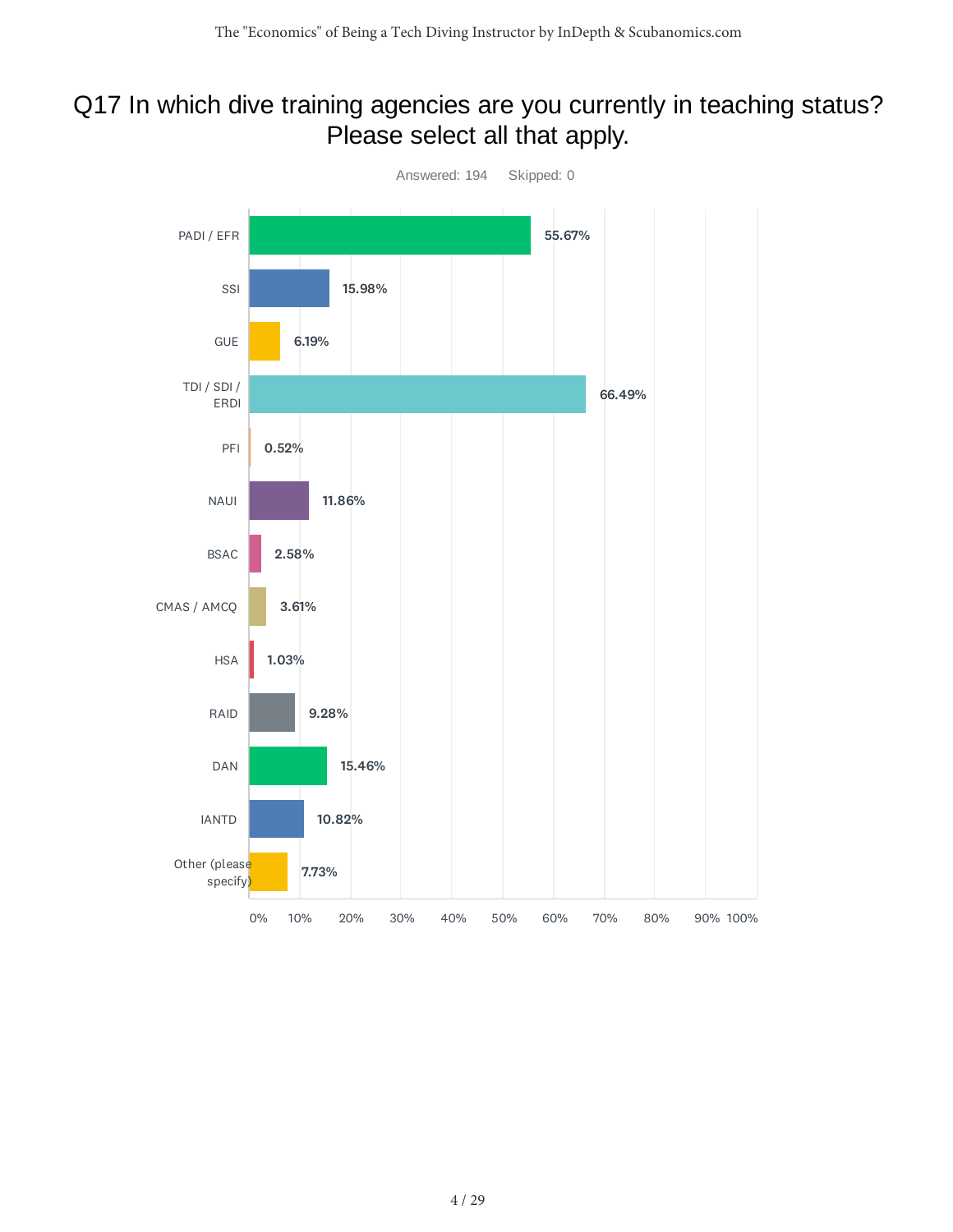# Q17 In which dive training agencies are you currently in teaching status? Please select all that apply.

Answered: 194 Skipped: 0

| Agency | Percentage |
|---|---|
| PADI / EFR | 55.67% |
| SSI | 15.98% |
| GUE | 6.19% |
| TDI / SDI / ERDI | 66.49% |
| PFI | 0.52% |
| NAUI | 11.86% |
| BSAC | 2.58% |
| CMAS / AMCQ | 3.61% |
| HSA | 1.03% |
| RAID | 9.28% |
| DAN | 15.46% |
| IANTD | 10.82% |
| Other (please specify) | 7.73% |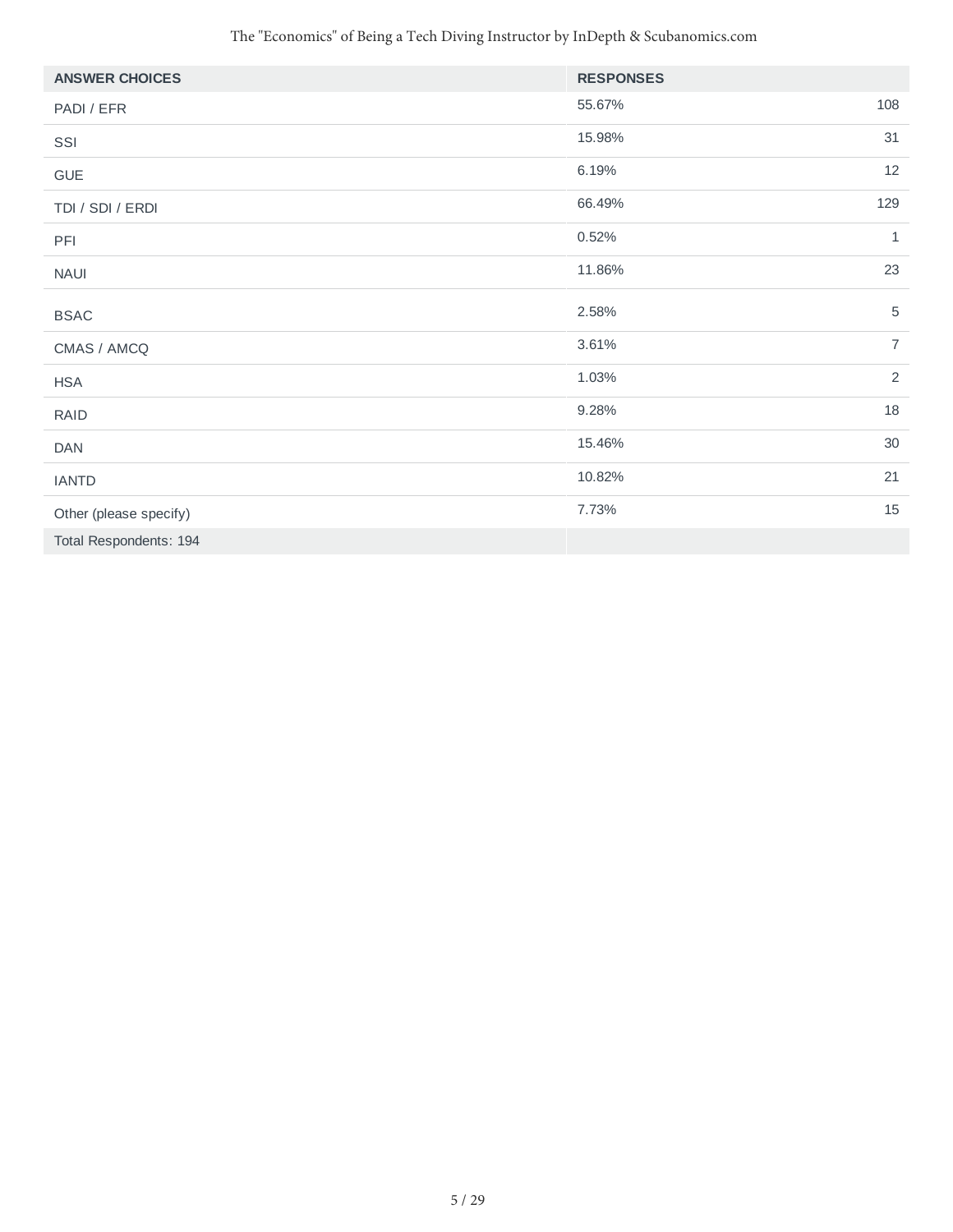| ANSWER CHOICES | RESPONSES | |
|---|---|---|
| PADI / EFR | 55.67% | 108 |
| SSI | 15.98% | 31 |
| GUE | 6.19% | 12 |
| TDI / SDI / ERDI | 66.49% | 129 |
| PFI | 0.52% | 1 |
| NAUI | 11.86% | 23 |
| BSAC | 2.58% | 5 |
| CMAS / AMCQ | 3.61% | 7 |
| HSA | 1.03% | 2 |
| RAID | 9.28% | 18 |
| DAN | 15.46% | 30 |
| IANTD | 10.82% | 21 |
| Other (please specify) | 7.73% | 15 |
| Total Respondents: 194 | | |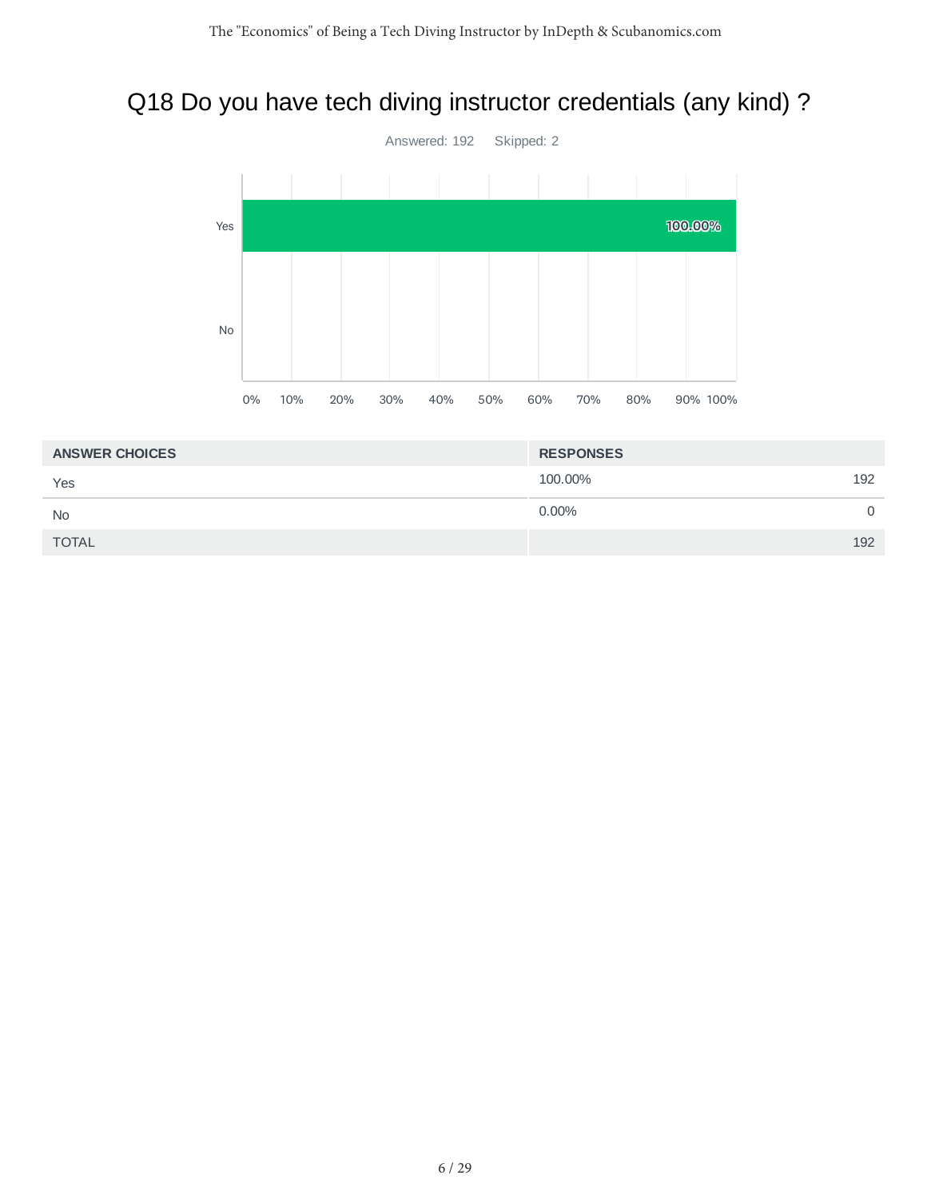## Q18 Do you have tech diving instructor credentials (any kind) ?

Answered: 192 Skipped: 2

| ANSWER CHOICES | RESPONSES | |
|---|---|---|
| Yes | 100.00% | 192 |
| No | 0.00% | 0 |
| TOTAL | | 192 |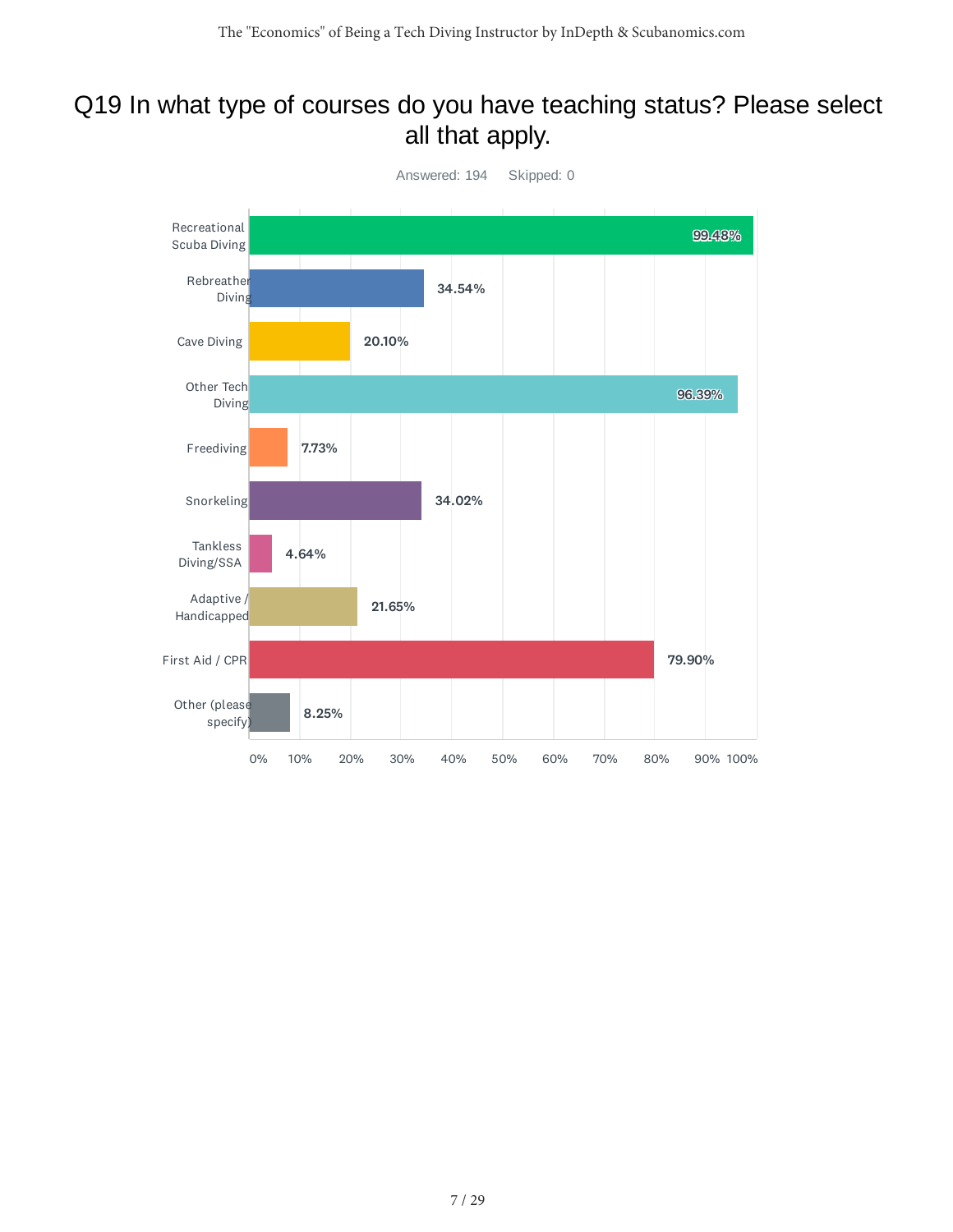# Q19 In what type of courses do you have teaching status? Please select all that apply.

Answered: 194 Skipped: 0

| Course type | Percentage |
| --- | --- |
| Recreational Scuba Diving | 99.48% |
| Rebreather Diving | 34.54% |
| Cave Diving | 20.10% |
| Other Tech Diving | 96.39% |
| Freediving | 7.73% |
| Snorkeling | 34.02% |
| Tankless Diving/SSA | 4.64% |
| Adaptive / Handicapped | 21.65% |
| First Aid / CPR | 79.90% |
| Other (please specify) | 8.25% |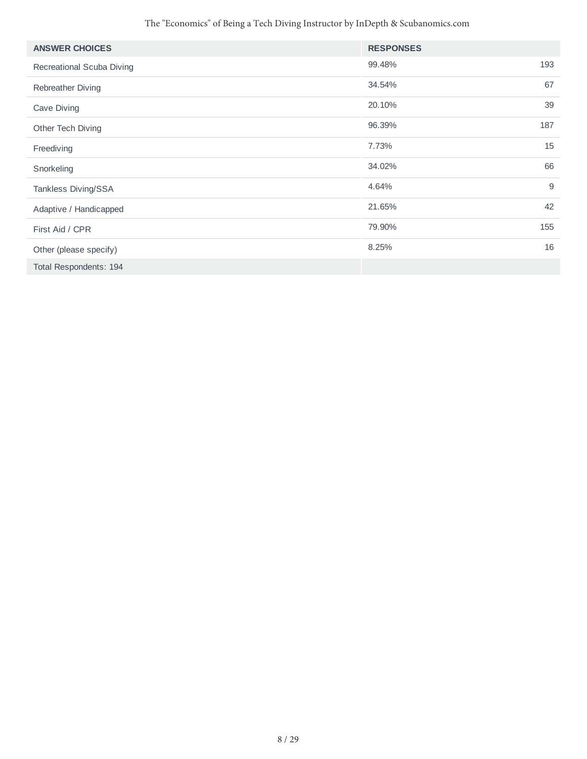| ANSWER CHOICES | RESPONSES | |
|---|---|---|
| Recreational Scuba Diving | 99.48% | 193 |
| Rebreather Diving | 34.54% | 67 |
| Cave Diving | 20.10% | 39 |
| Other Tech Diving | 96.39% | 187 |
| Freediving | 7.73% | 15 |
| Snorkeling | 34.02% | 66 |
| Tankless Diving/SSA | 4.64% | 9 |
| Adaptive / Handicapped | 21.65% | 42 |
| First Aid / CPR | 79.90% | 155 |
| Other (please specify) | 8.25% | 16 |
| Total Respondents: 194 | | |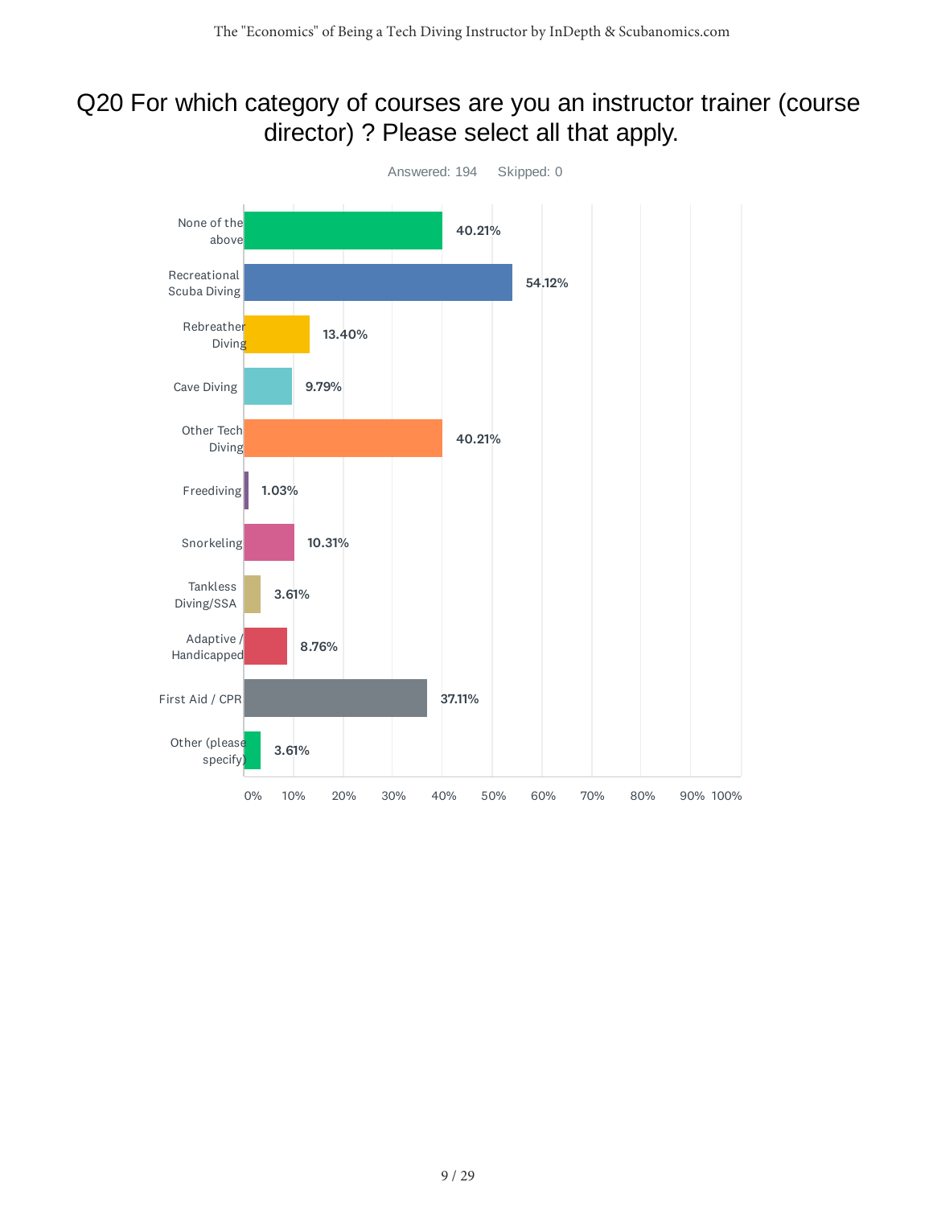# Q20 For which category of courses are you an instructor trainer (course director) ? Please select all that apply.

Answered: 194    Skipped: 0

| Answer Choice | Percentage |
| --- | --- |
| None of the above | 40.21% |
| Recreational Scuba Diving | 54.12% |
| Rebreather Diving | 13.40% |
| Cave Diving | 9.79% |
| Other Tech Diving | 40.21% |
| Freediving | 1.03% |
| Snorkeling | 10.31% |
| Tankless Diving/SSA | 3.61% |
| Adaptive / Handicapped | 8.76% |
| First Aid / CPR | 37.11% |
| Other (please specify) | 3.61% |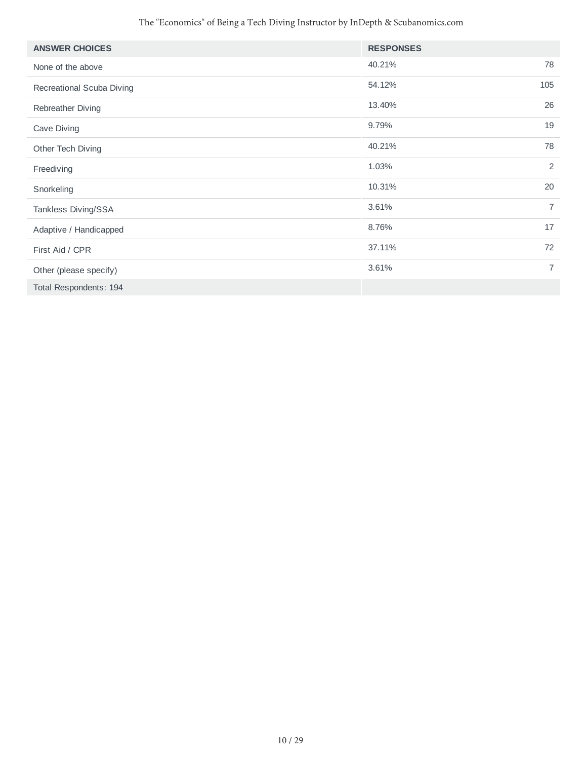| ANSWER CHOICES | RESPONSES | |
|---|---|---|
| None of the above | 40.21% | 78 |
| Recreational Scuba Diving | 54.12% | 105 |
| Rebreather Diving | 13.40% | 26 |
| Cave Diving | 9.79% | 19 |
| Other Tech Diving | 40.21% | 78 |
| Freediving | 1.03% | 2 |
| Snorkeling | 10.31% | 20 |
| Tankless Diving/SSA | 3.61% | 7 |
| Adaptive / Handicapped | 8.76% | 17 |
| First Aid / CPR | 37.11% | 72 |
| Other (please specify) | 3.61% | 7 |
| Total Respondents: 194 | | |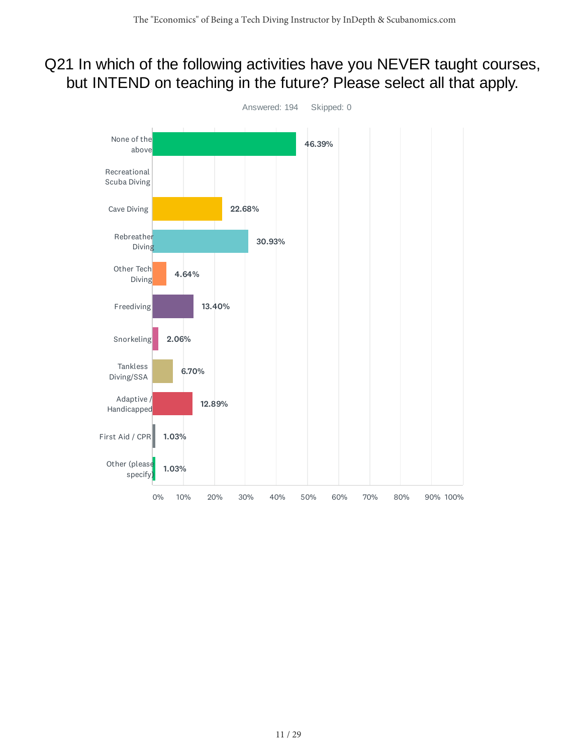# Q21 In which of the following activities have you NEVER taught courses, but INTEND on teaching in the future? Please select all that apply.

Answered: 194 Skipped: 0

| Answer Choice | Percentage |
| --- | --- |
| None of the above | 46.39% |
| Recreational Scuba Diving | |
| Cave Diving | 22.68% |
| Rebreather Diving | 30.93% |
| Other Tech Diving | 4.64% |
| Freediving | 13.40% |
| Snorkeling | 2.06% |
| Tankless Diving/SSA | 6.70% |
| Adaptive / Handicapped | 12.89% |
| First Aid / CPR | 1.03% |
| Other (please specify) | 1.03% |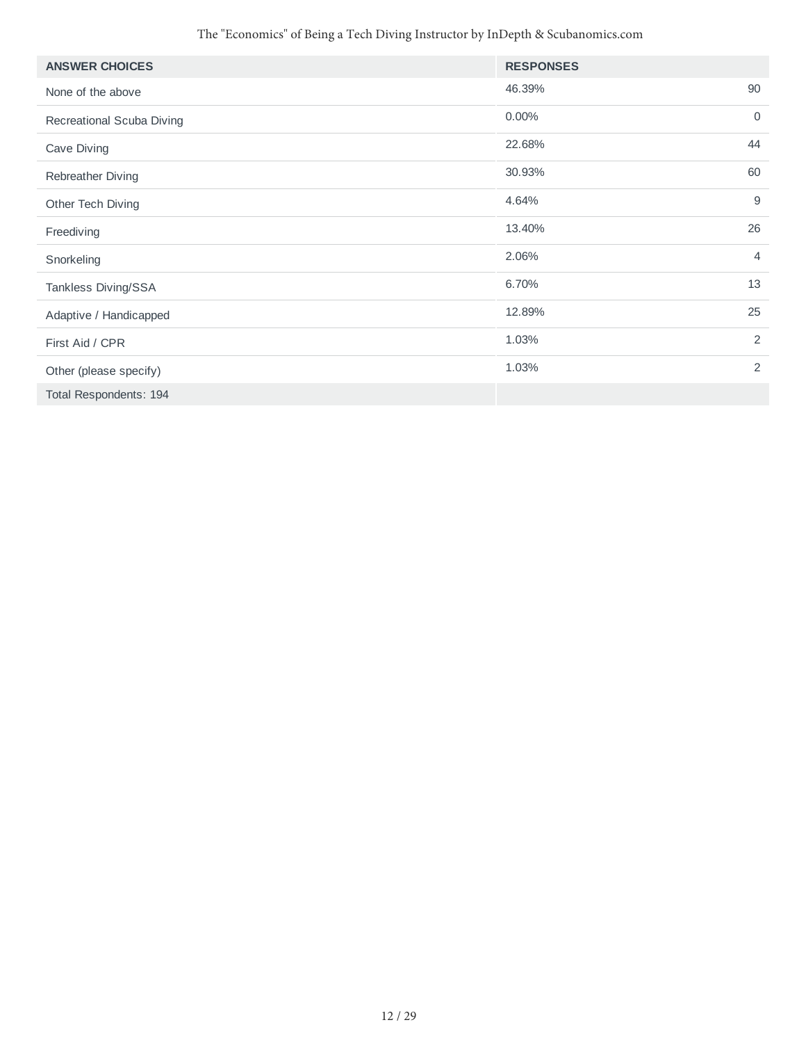| ANSWER CHOICES | RESPONSES | |
|---|---|---|
| None of the above | 46.39% | 90 |
| Recreational Scuba Diving | 0.00% | 0 |
| Cave Diving | 22.68% | 44 |
| Rebreather Diving | 30.93% | 60 |
| Other Tech Diving | 4.64% | 9 |
| Freediving | 13.40% | 26 |
| Snorkeling | 2.06% | 4 |
| Tankless Diving/SSA | 6.70% | 13 |
| Adaptive / Handicapped | 12.89% | 25 |
| First Aid / CPR | 1.03% | 2 |
| Other (please specify) | 1.03% | 2 |
| Total Respondents: 194 | | |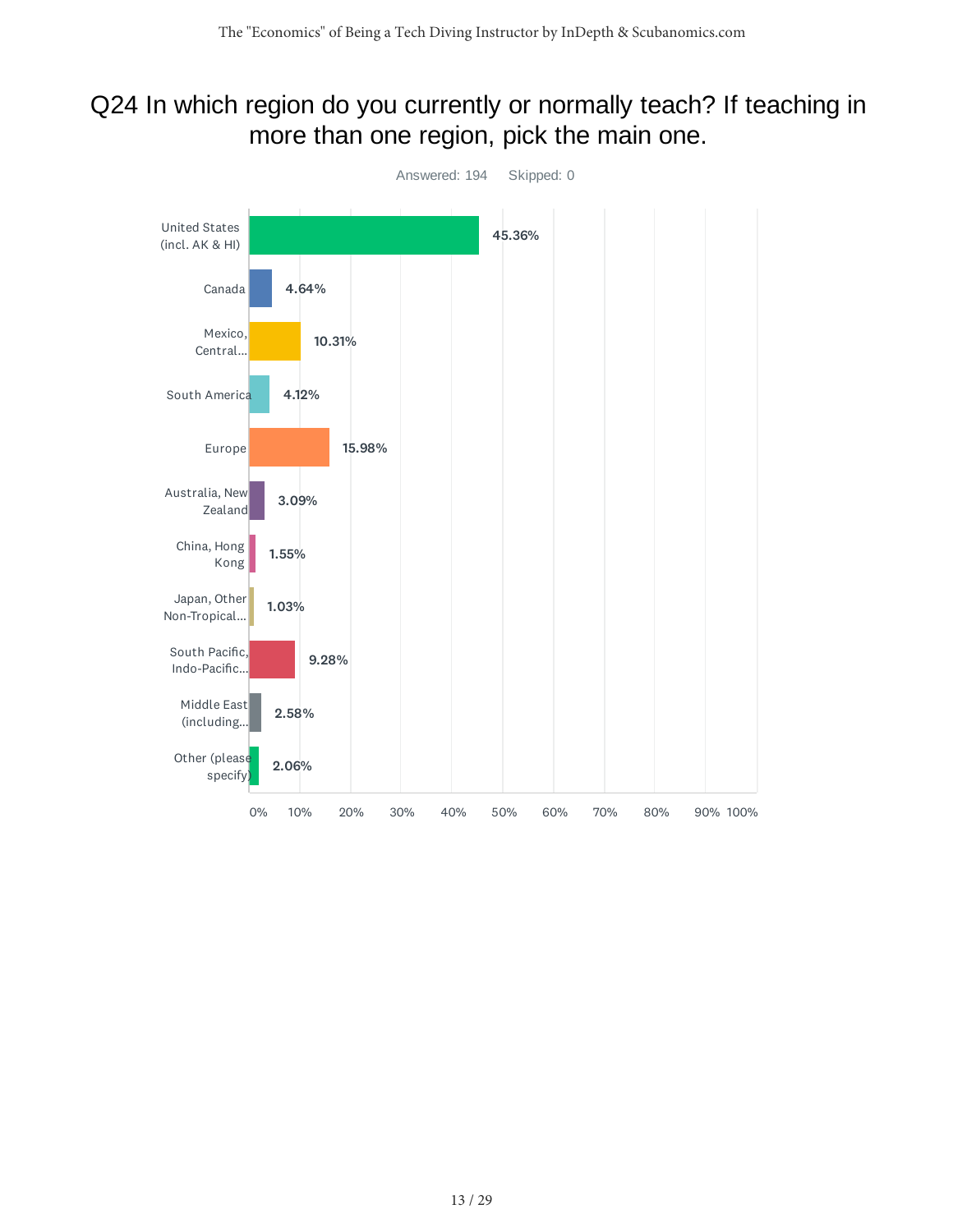## Q24 In which region do you currently or normally teach? If teaching in more than one region, pick the main one.

Answered: 194 Skipped: 0

| Region | Percentage |
|---|---|
| United States (incl. AK & HI) | 45.36% |
| Canada | 4.64% |
| Mexico, Central... | 10.31% |
| South America | 4.12% |
| Europe | 15.98% |
| Australia, New Zealand | 3.09% |
| China, Hong Kong | 1.55% |
| Japan, Other Non-Tropical... | 1.03% |
| South Pacific, Indo-Pacific... | 9.28% |
| Middle East (including... | 2.58% |
| Other (please specify) | 2.06% |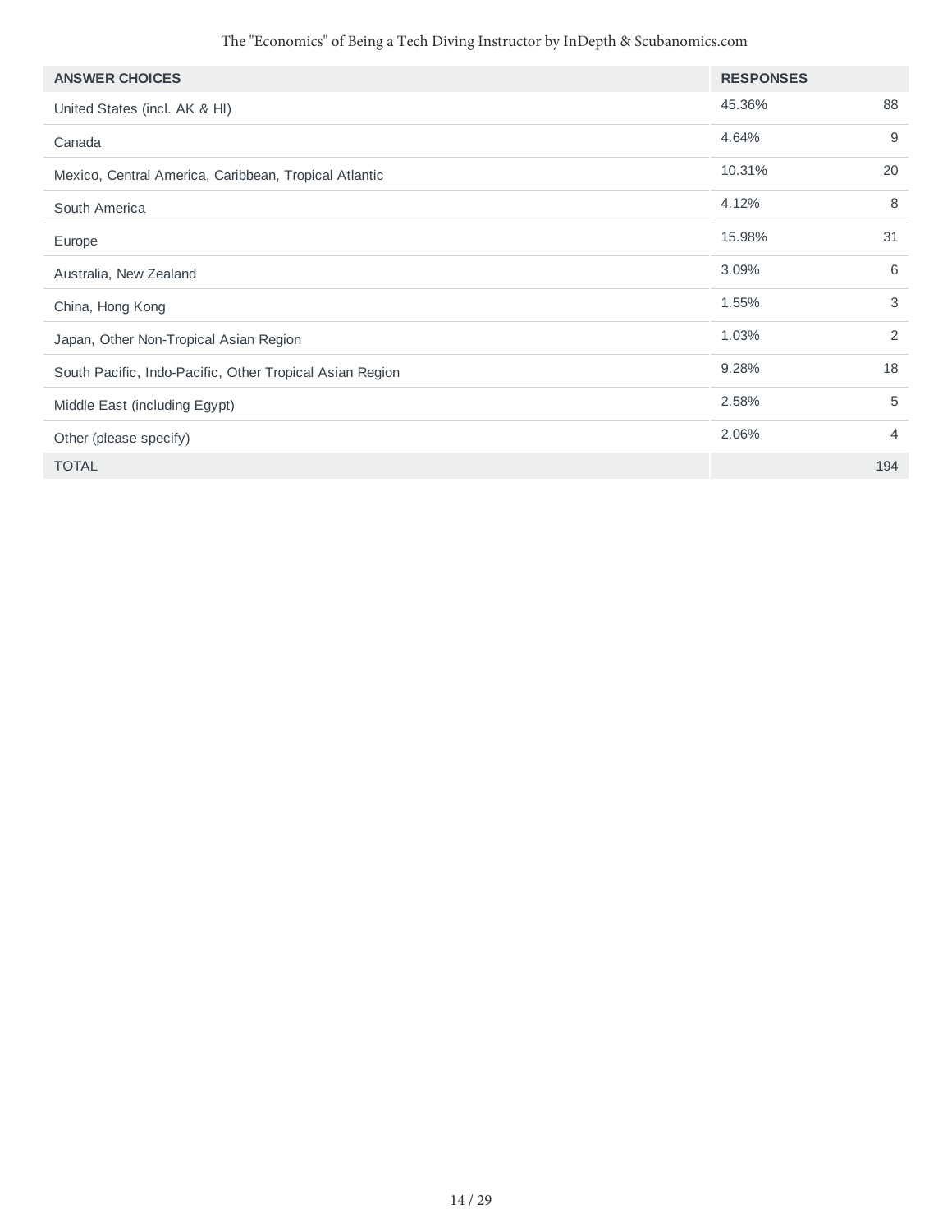| ANSWER CHOICES | RESPONSES | |
|---|---|---|
| United States (incl. AK & HI) | 45.36% | 88 |
| Canada | 4.64% | 9 |
| Mexico, Central America, Caribbean, Tropical Atlantic | 10.31% | 20 |
| South America | 4.12% | 8 |
| Europe | 15.98% | 31 |
| Australia, New Zealand | 3.09% | 6 |
| China, Hong Kong | 1.55% | 3 |
| Japan, Other Non-Tropical Asian Region | 1.03% | 2 |
| South Pacific, Indo-Pacific, Other Tropical Asian Region | 9.28% | 18 |
| Middle East (including Egypt) | 2.58% | 5 |
| Other (please specify) | 2.06% | 4 |
| TOTAL | | 194 |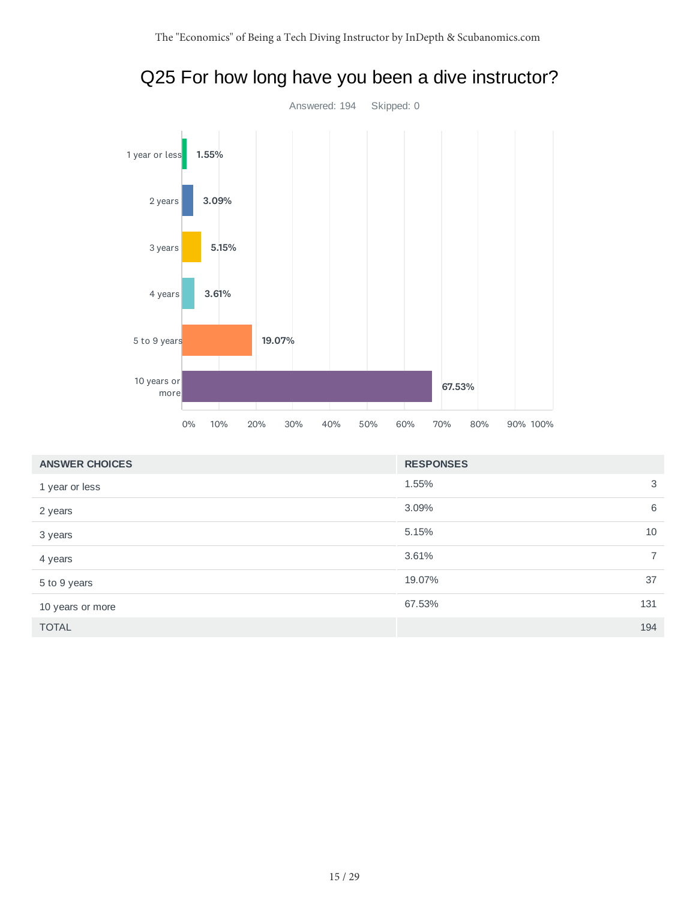## Q25 For how long have you been a dive instructor?

Answered: 194 Skipped: 0

| ANSWER CHOICES | RESPONSES | |
|---|---|---|
| 1 year or less | 1.55% | 3 |
| 2 years | 3.09% | 6 |
| 3 years | 5.15% | 10 |
| 4 years | 3.61% | 7 |
| 5 to 9 years | 19.07% | 37 |
| 10 years or more | 67.53% | 131 |
| TOTAL | | 194 |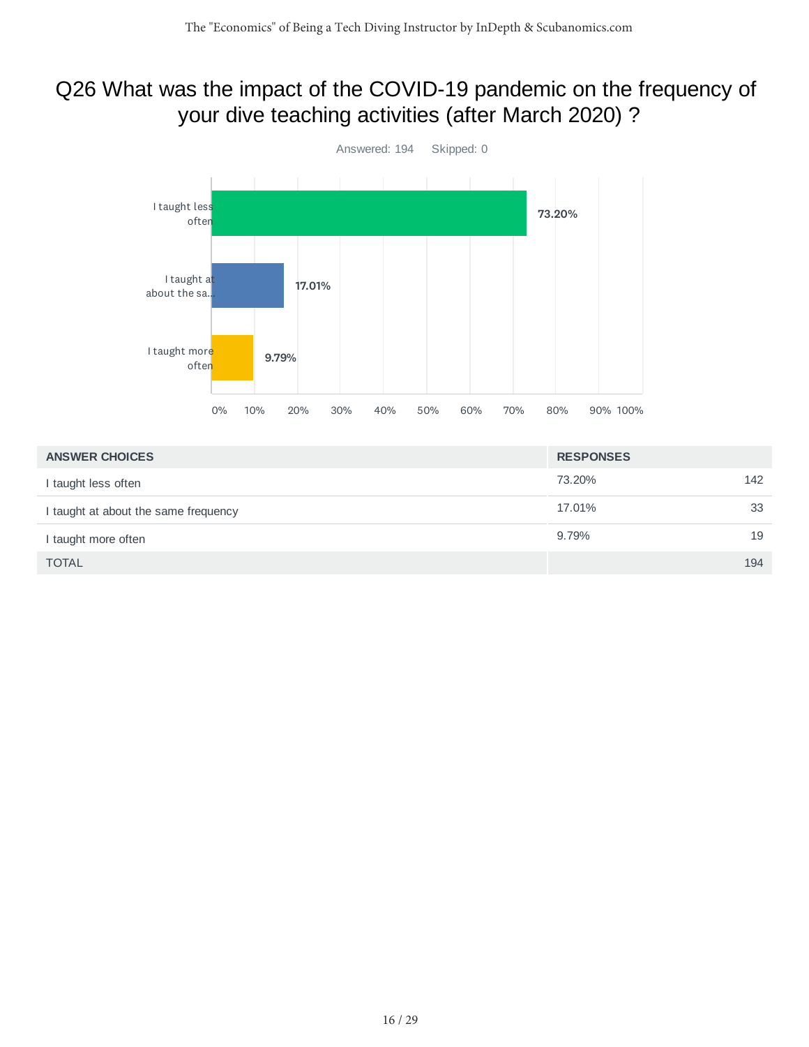# Q26 What was the impact of the COVID-19 pandemic on the frequency of your dive teaching activities (after March 2020) ?

Answered: 194 Skipped: 0

| ANSWER CHOICES | RESPONSES | |
|---|---|---|
| I taught less often | 73.20% | 142 |
| I taught at about the same frequency | 17.01% | 33 |
| I taught more often | 9.79% | 19 |
| TOTAL | | 194 |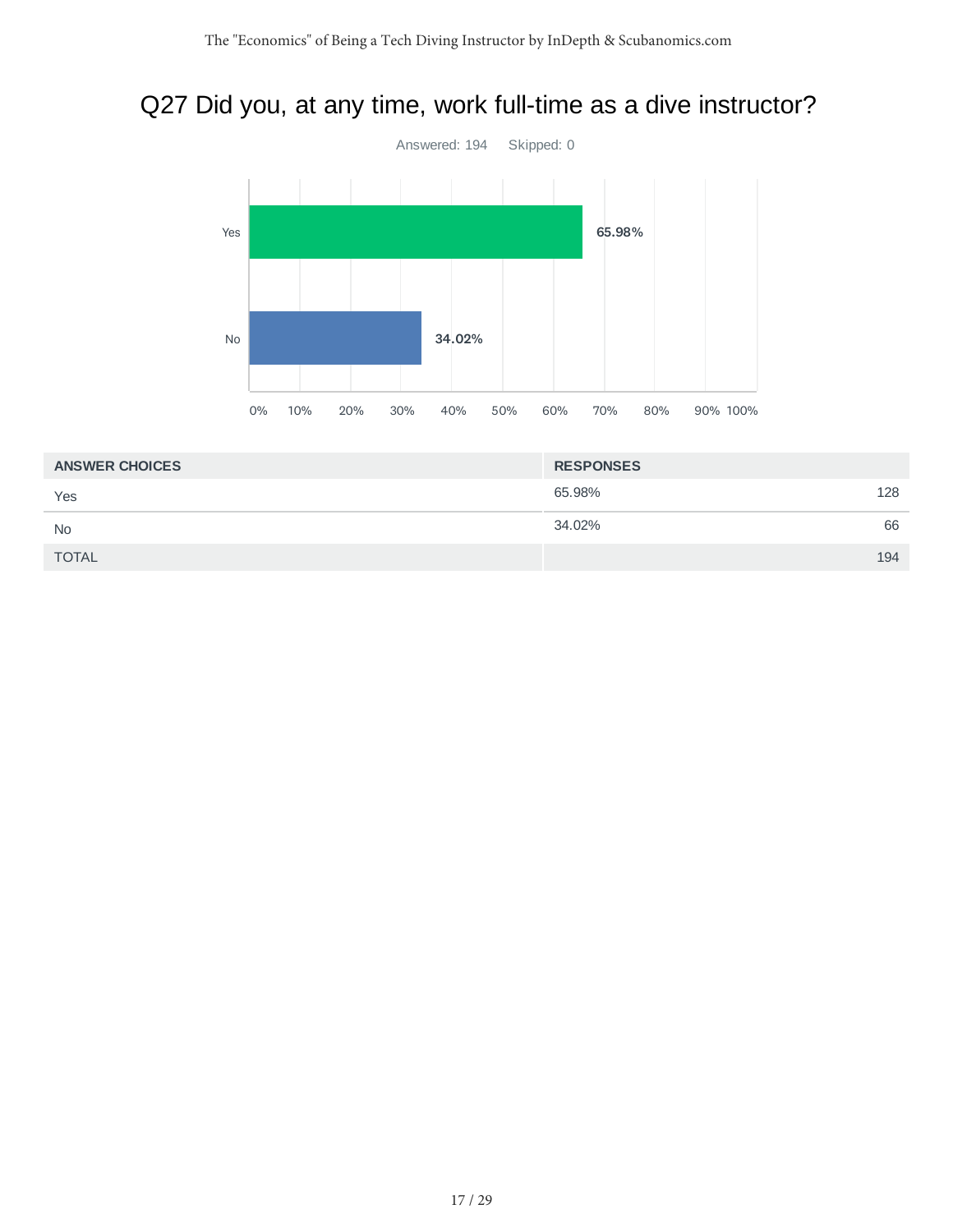# Q27 Did you, at any time, work full-time as a dive instructor?

Answered: 194 Skipped: 0

| Answer | Percentage |
|---|---|
| Yes | 65.98% |
| No | 34.02% |

| ANSWER CHOICES | RESPONSES | |
|---|---|---|
| Yes | 65.98% | 128 |
| No | 34.02% | 66 |
| TOTAL | | 194 |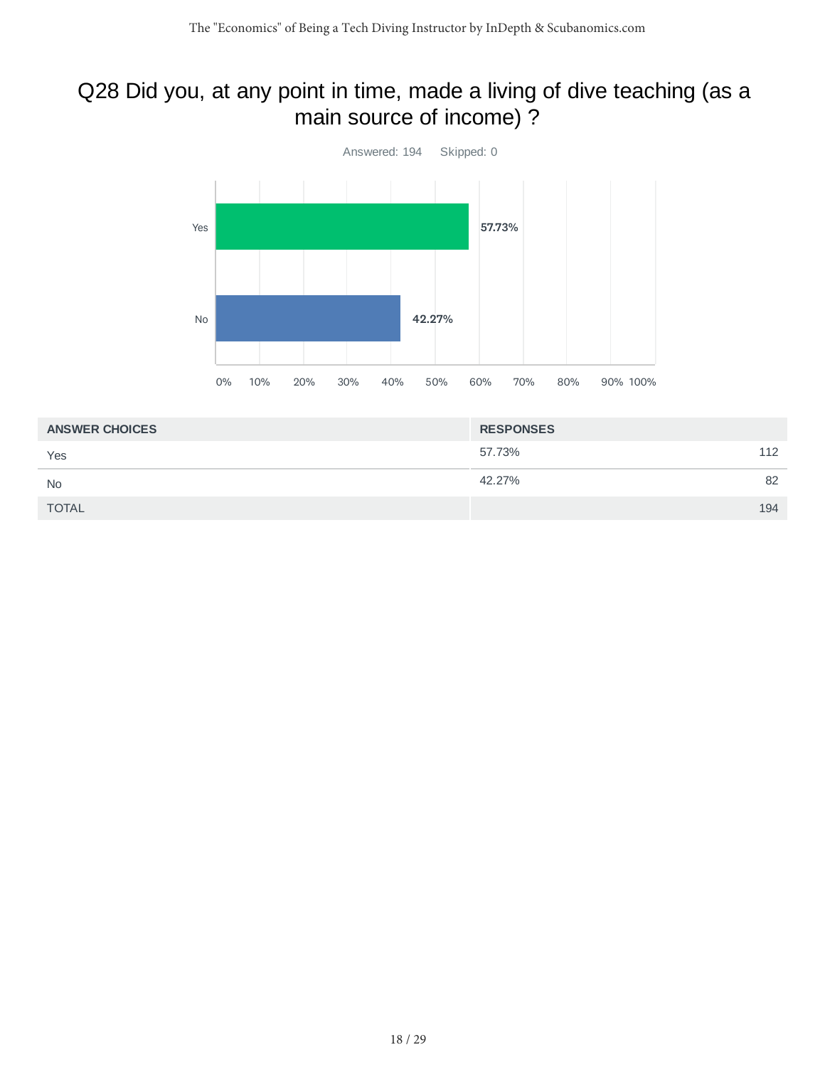## Q28 Did you, at any point in time, made a living of dive teaching (as a main source of income) ?

Answered: 194 Skipped: 0

| ANSWER CHOICES | RESPONSES | |
|---|---|---|
| Yes | 57.73% | 112 |
| No | 42.27% | 82 |
| TOTAL | | 194 |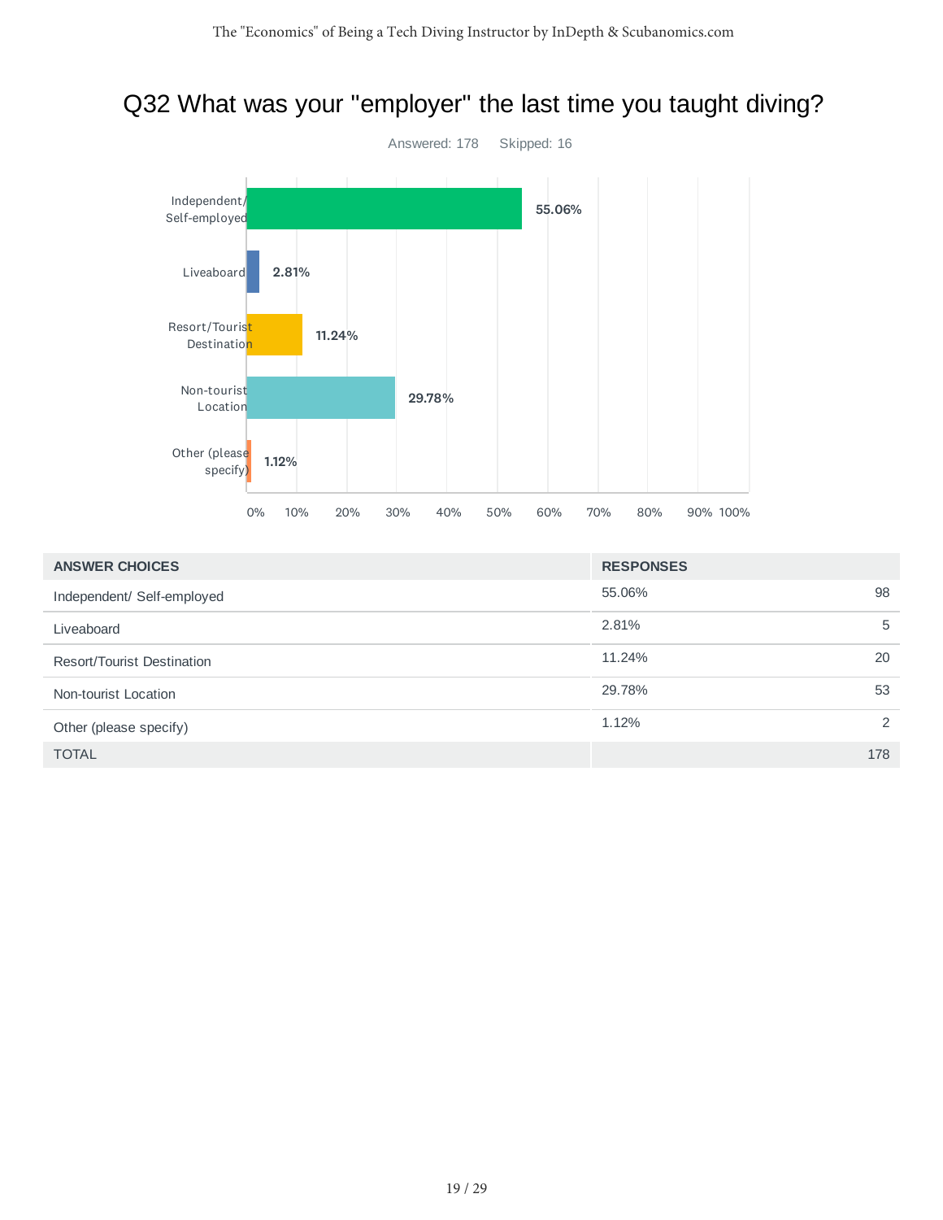# Q32 What was your "employer" the last time you taught diving?

Answered: 178 Skipped: 16

| ANSWER CHOICES | RESPONSES | |
|---|---|---|
| Independent/ Self-employed | 55.06% | 98 |
| Liveaboard | 2.81% | 5 |
| Resort/Tourist Destination | 11.24% | 20 |
| Non-tourist Location | 29.78% | 53 |
| Other (please specify) | 1.12% | 2 |
| TOTAL | | 178 |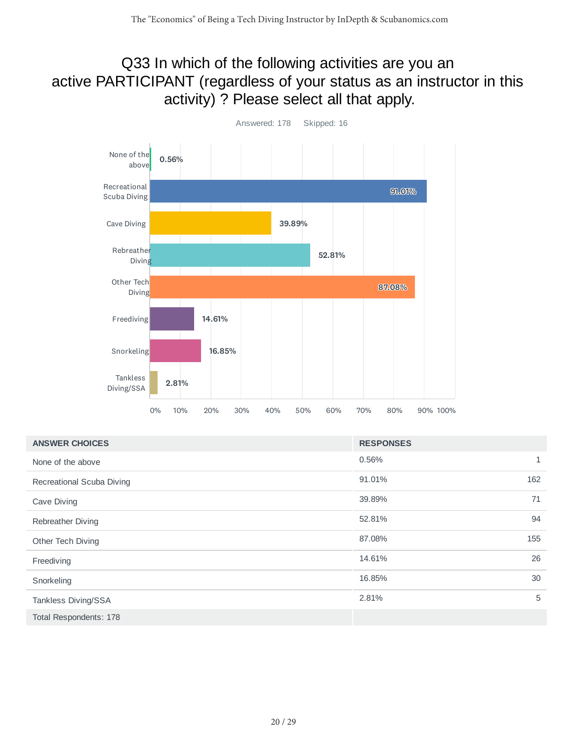# Q33 In which of the following activities are you an active PARTICIPANT (regardless of your status as an instructor in this activity) ? Please select all that apply.

Answered: 178 Skipped: 16

| ANSWER CHOICES | RESPONSES | |
|---|---|---|
| None of the above | 0.56% | 1 |
| Recreational Scuba Diving | 91.01% | 162 |
| Cave Diving | 39.89% | 71 |
| Rebreather Diving | 52.81% | 94 |
| Other Tech Diving | 87.08% | 155 |
| Freediving | 14.61% | 26 |
| Snorkeling | 16.85% | 30 |
| Tankless Diving/SSA | 2.81% | 5 |
| Total Respondents: 178 | | |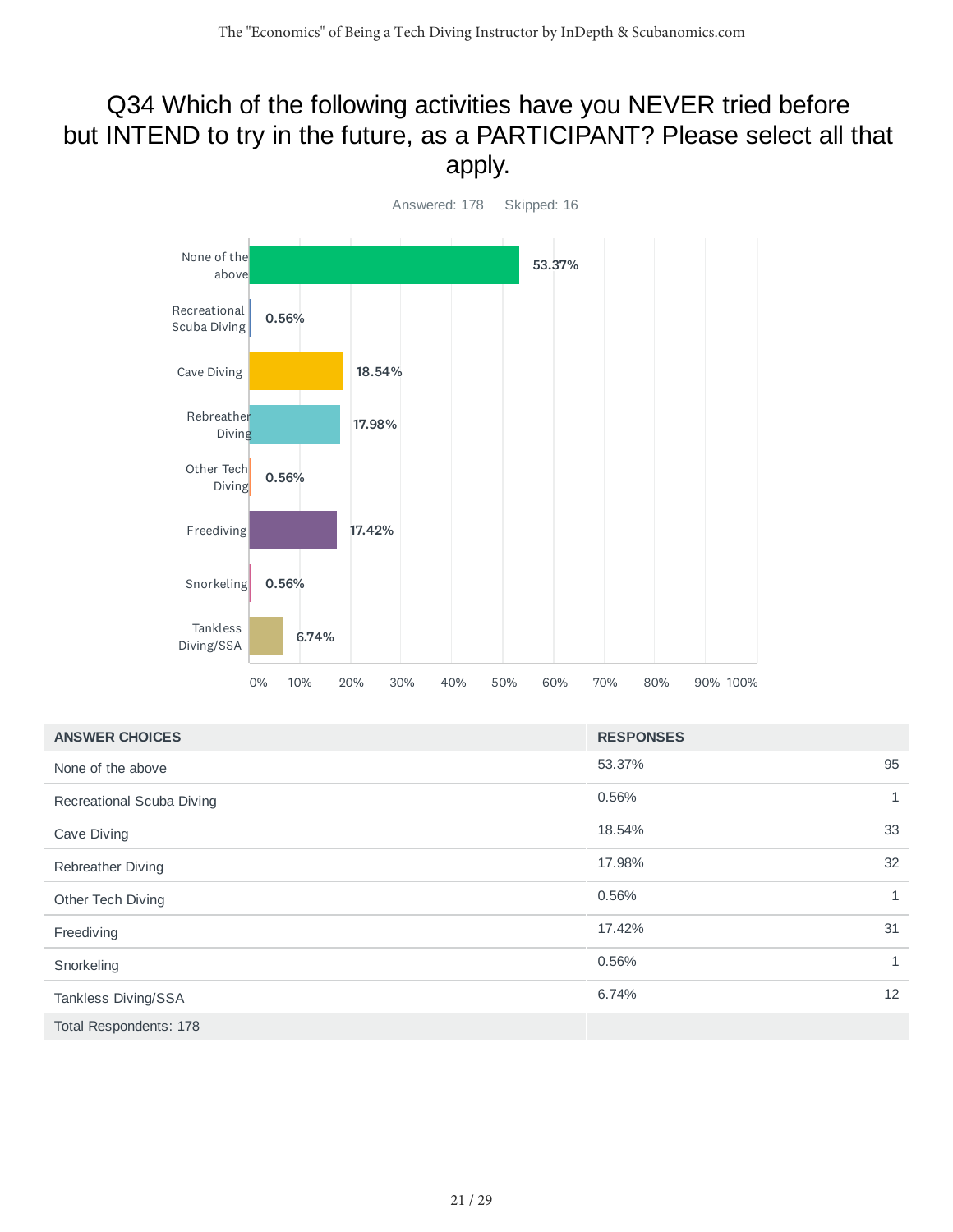# Q34 Which of the following activities have you NEVER tried before but INTEND to try in the future, as a PARTICIPANT? Please select all that apply.

Answered: 178 Skipped: 16

| ANSWER CHOICES | RESPONSES | |
|---|---|---|
| None of the above | 53.37% | 95 |
| Recreational Scuba Diving | 0.56% | 1 |
| Cave Diving | 18.54% | 33 |
| Rebreather Diving | 17.98% | 32 |
| Other Tech Diving | 0.56% | 1 |
| Freediving | 17.42% | 31 |
| Snorkeling | 0.56% | 1 |
| Tankless Diving/SSA | 6.74% | 12 |
| Total Respondents: 178 | | |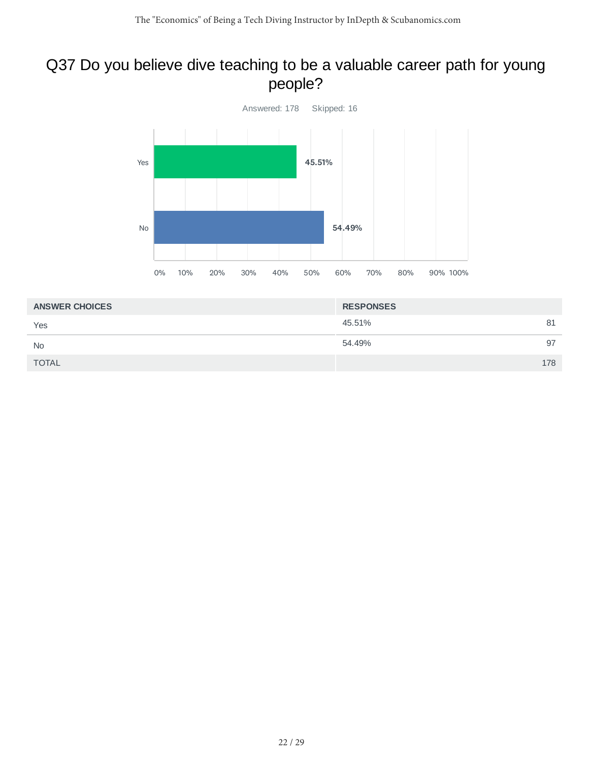# Q37 Do you believe dive teaching to be a valuable career path for young people?

Answered: 178 Skipped: 16

| ANSWER CHOICES | RESPONSES | |
|---|---|---|
| Yes | 45.51% | 81 |
| No | 54.49% | 97 |
| TOTAL | | 178 |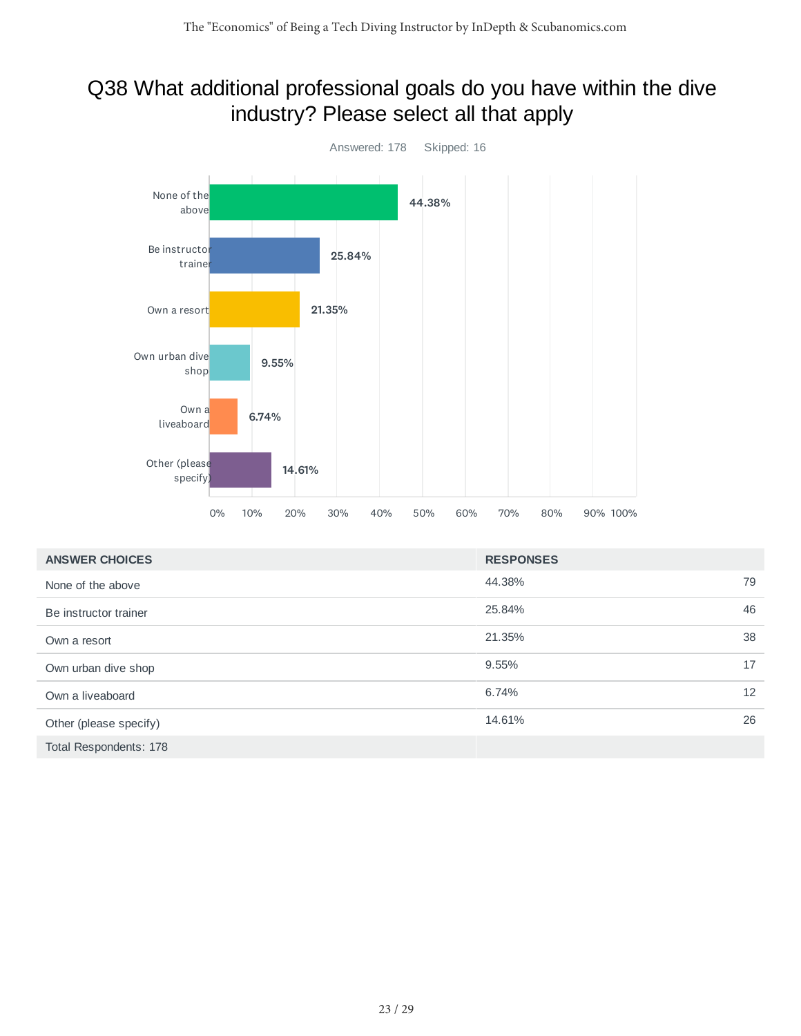## Q38 What additional professional goals do you have within the dive industry? Please select all that apply

Answered: 178    Skipped: 16

| ANSWER CHOICES | RESPONSES | |
|---|---|---|
| None of the above | 44.38% | 79 |
| Be instructor trainer | 25.84% | 46 |
| Own a resort | 21.35% | 38 |
| Own urban dive shop | 9.55% | 17 |
| Own a liveaboard | 6.74% | 12 |
| Other (please specify) | 14.61% | 26 |
| Total Respondents: 178 | | |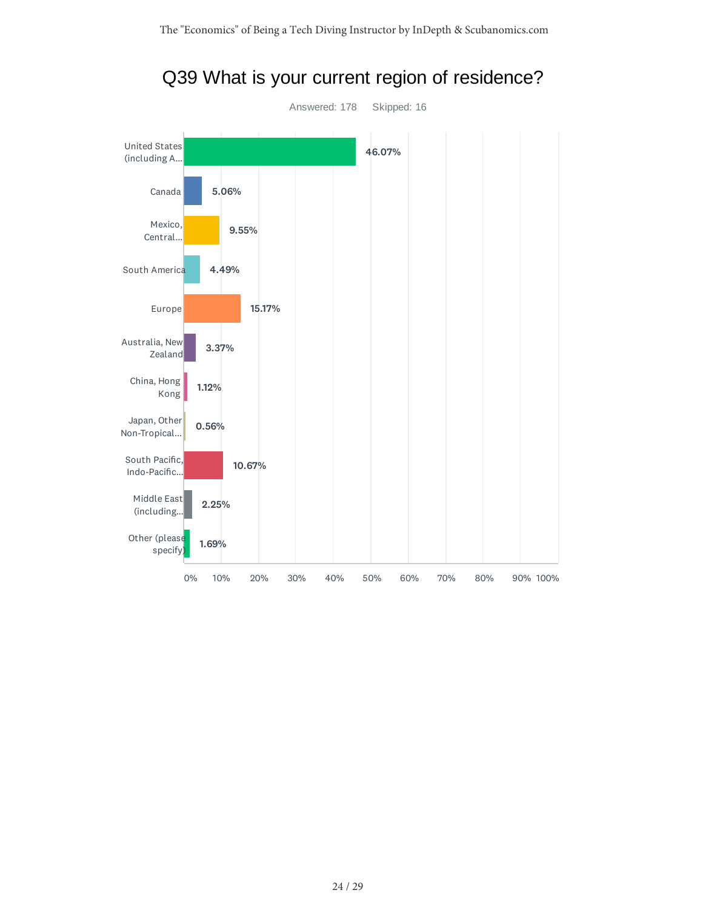## Q39 What is your current region of residence?

Answered: 178    Skipped: 16

| Region | Percentage |
|---|---|
| United States (including A... | 46.07% |
| Canada | 5.06% |
| Mexico, Central... | 9.55% |
| South America | 4.49% |
| Europe | 15.17% |
| Australia, New Zealand | 3.37% |
| China, Hong Kong | 1.12% |
| Japan, Other Non-Tropical... | 0.56% |
| South Pacific, Indo-Pacific... | 10.67% |
| Middle East (including... | 2.25% |
| Other (please specify) | 1.69% |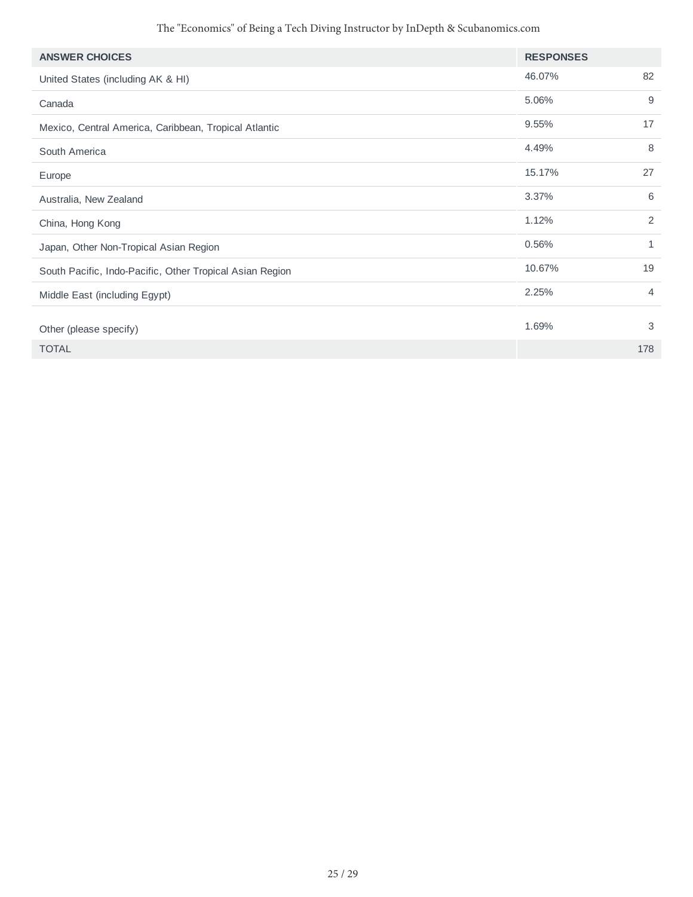| ANSWER CHOICES | RESPONSES | |
|---|---|---|
| United States (including AK & HI) | 46.07% | 82 |
| Canada | 5.06% | 9 |
| Mexico, Central America, Caribbean, Tropical Atlantic | 9.55% | 17 |
| South America | 4.49% | 8 |
| Europe | 15.17% | 27 |
| Australia, New Zealand | 3.37% | 6 |
| China, Hong Kong | 1.12% | 2 |
| Japan, Other Non-Tropical Asian Region | 0.56% | 1 |
| South Pacific, Indo-Pacific, Other Tropical Asian Region | 10.67% | 19 |
| Middle East (including Egypt) | 2.25% | 4 |
| Other (please specify) | 1.69% | 3 |
| TOTAL | | 178 |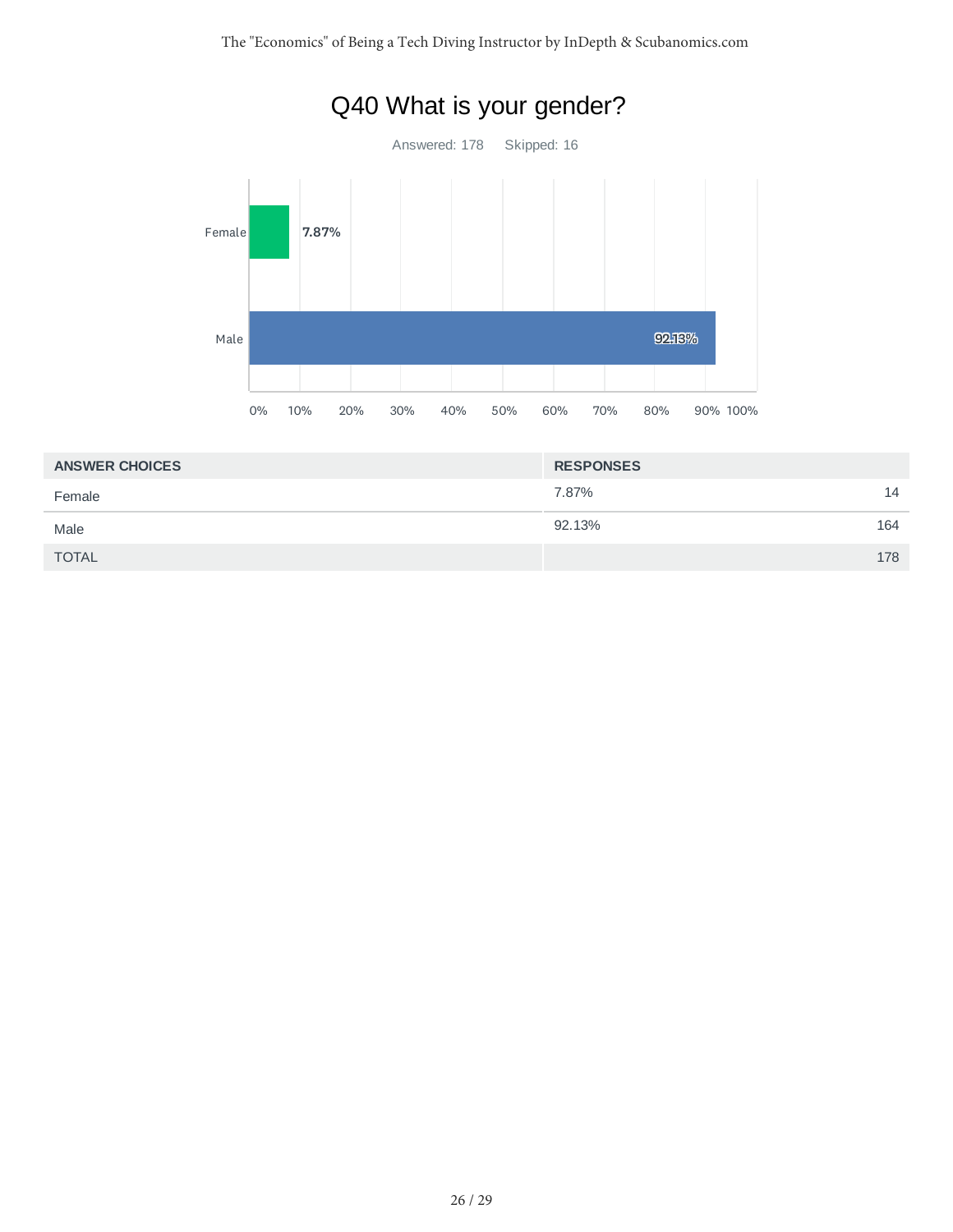## Q40 What is your gender?

Answered: 178 Skipped: 16

Female 7.87%

Male 92.13%

0% 10% 20% 30% 40% 50% 60% 70% 80% 90% 100%

| ANSWER CHOICES | RESPONSES | |
|---|---|---|
| Female | 7.87% | 14 |
| Male | 92.13% | 164 |
| TOTAL | | 178 |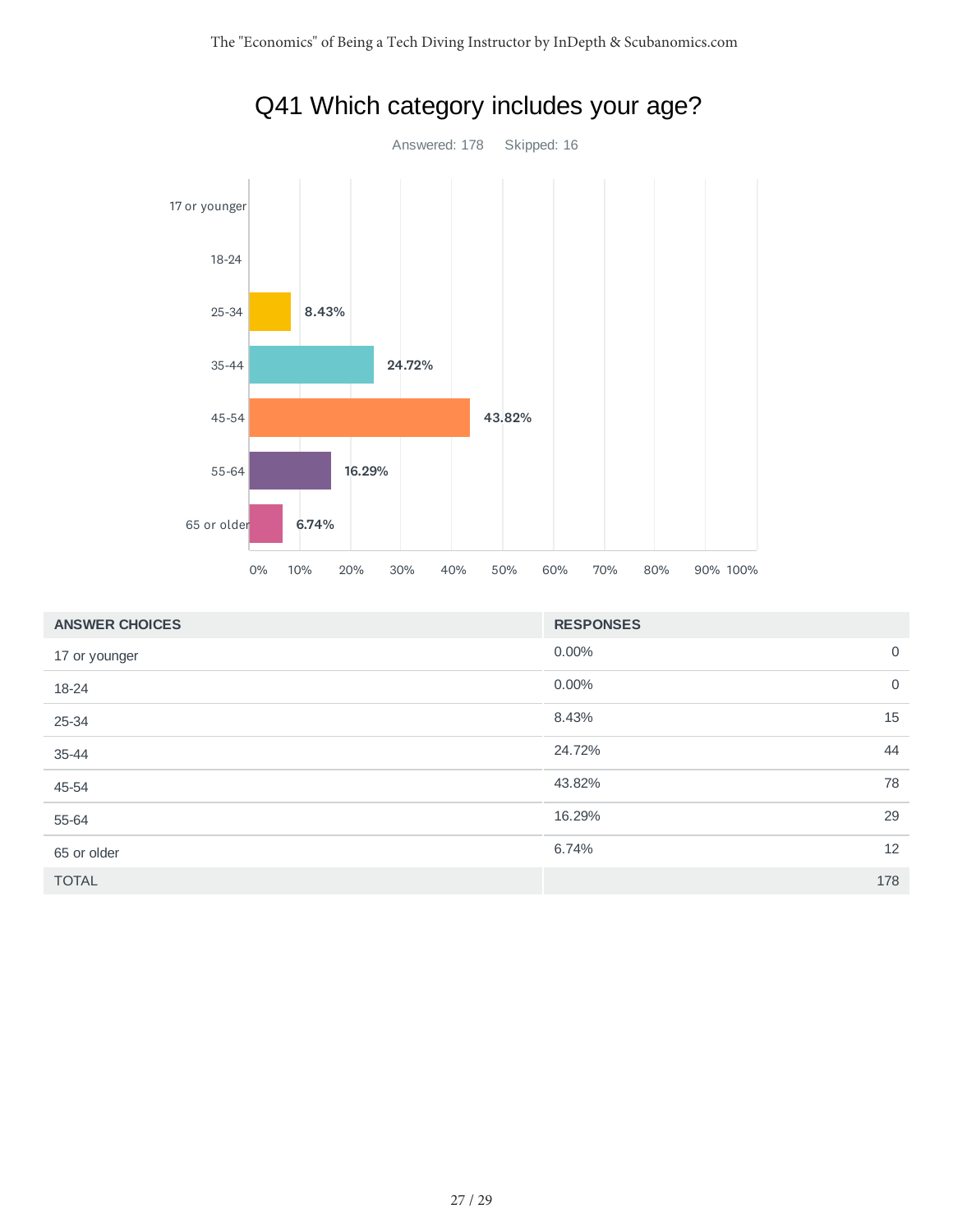# Q41 Which category includes your age?

Answered: 178    Skipped: 16

| ANSWER CHOICES | RESPONSES | |
|---|---|---|
| 17 or younger | 0.00% | 0 |
| 18-24 | 0.00% | 0 |
| 25-34 | 8.43% | 15 |
| 35-44 | 24.72% | 44 |
| 45-54 | 43.82% | 78 |
| 55-64 | 16.29% | 29 |
| 65 or older | 6.74% | 12 |
| TOTAL | | 178 |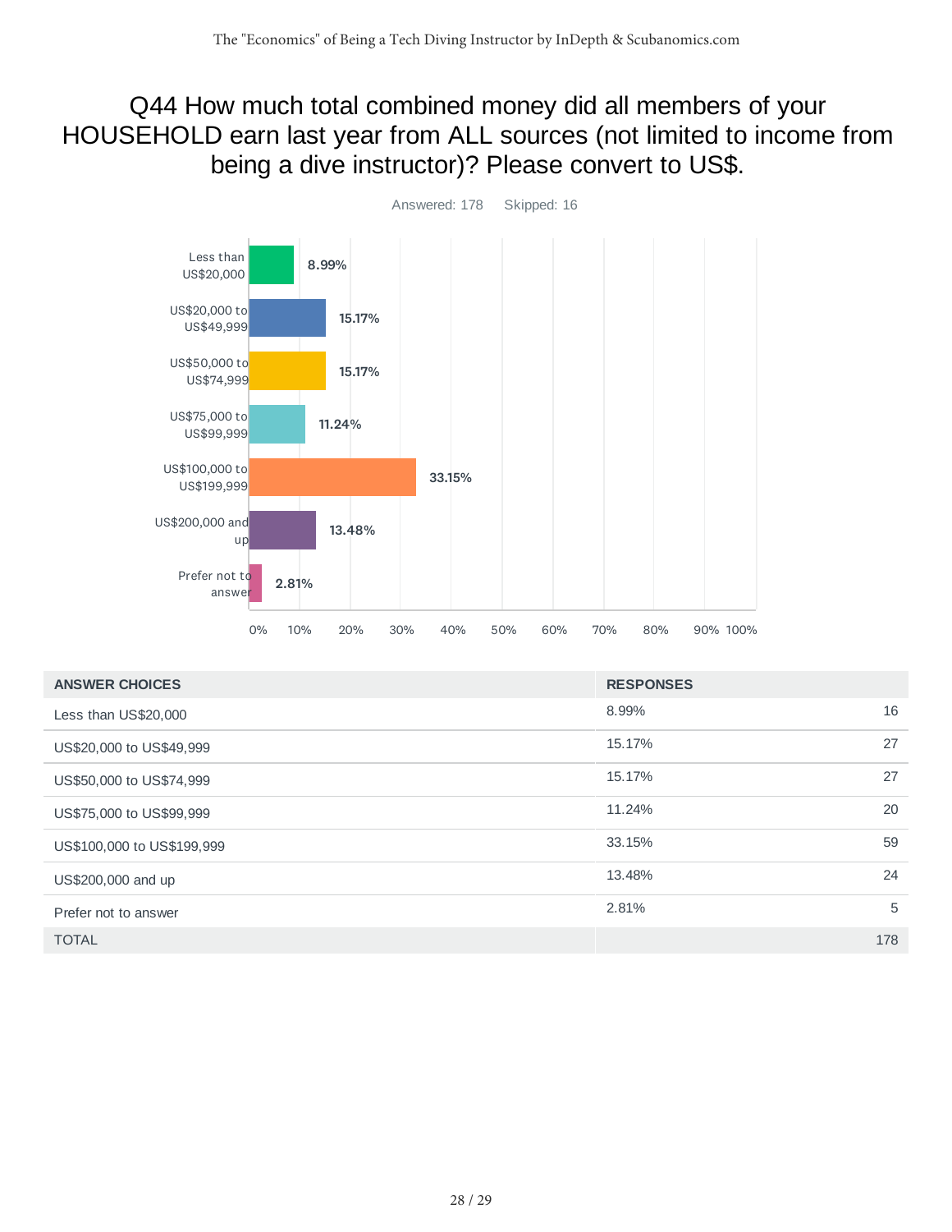## Q44 How much total combined money did all members of your HOUSEHOLD earn last year from ALL sources (not limited to income from being a dive instructor)? Please convert to US$.

Answered: 178 Skipped: 16

| ANSWER CHOICES | RESPONSES | |
|---|---|---|
| Less than US$20,000 | 8.99% | 16 |
| US$20,000 to US$49,999 | 15.17% | 27 |
| US$50,000 to US$74,999 | 15.17% | 27 |
| US$75,000 to US$99,999 | 11.24% | 20 |
| US$100,000 to US$199,999 | 33.15% | 59 |
| US$200,000 and up | 13.48% | 24 |
| Prefer not to answer | 2.81% | 5 |
| TOTAL | | 178 |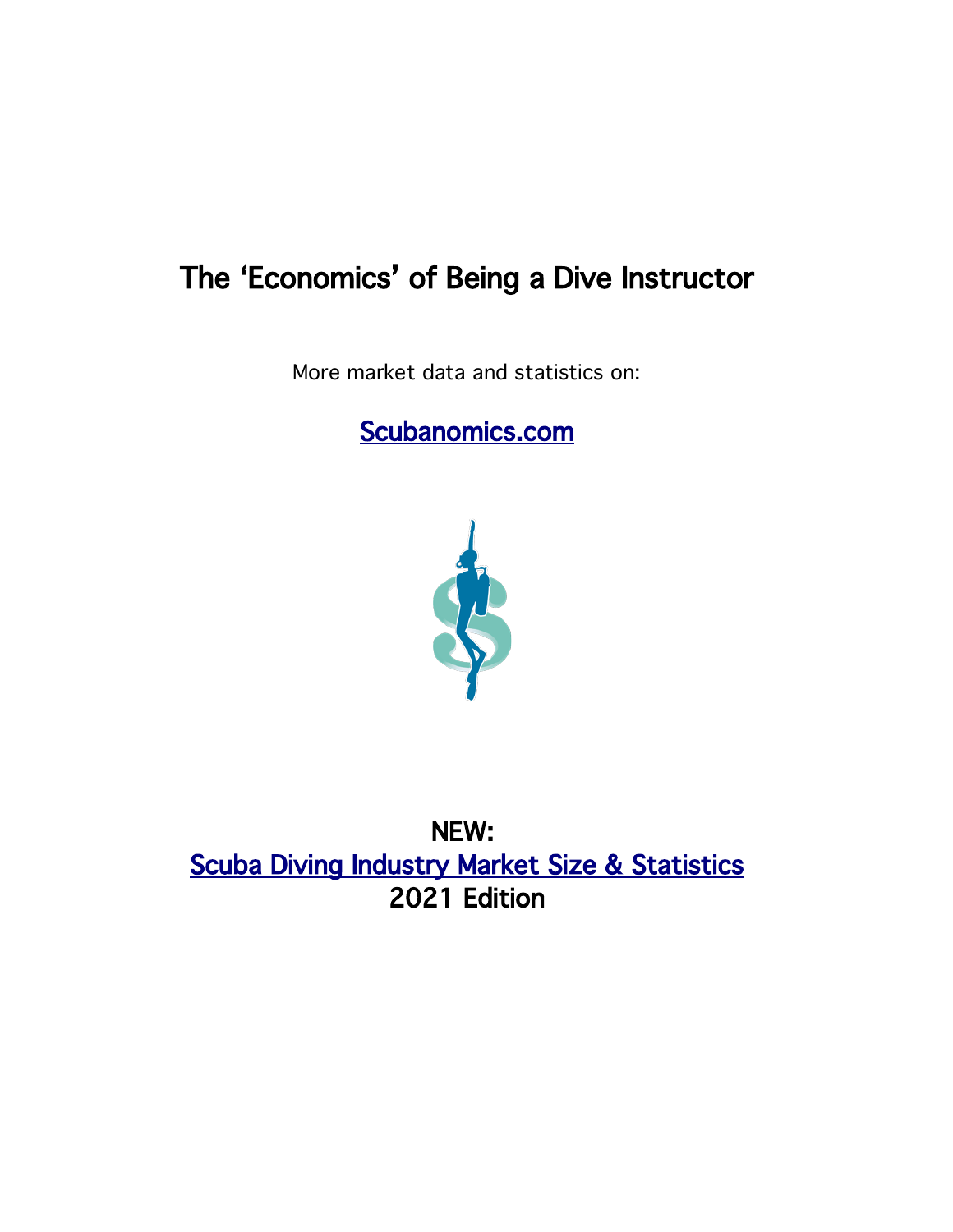# The 'Economics' of Being a Dive Instructor

More market data and statistics on:

[Scubanomics.com](Scubanomics.com)

**NEW:**

**[Scuba Diving Industry Market Size & Statistics](Scuba Diving Industry Market Size & Statistics)**

**2021 Edition**